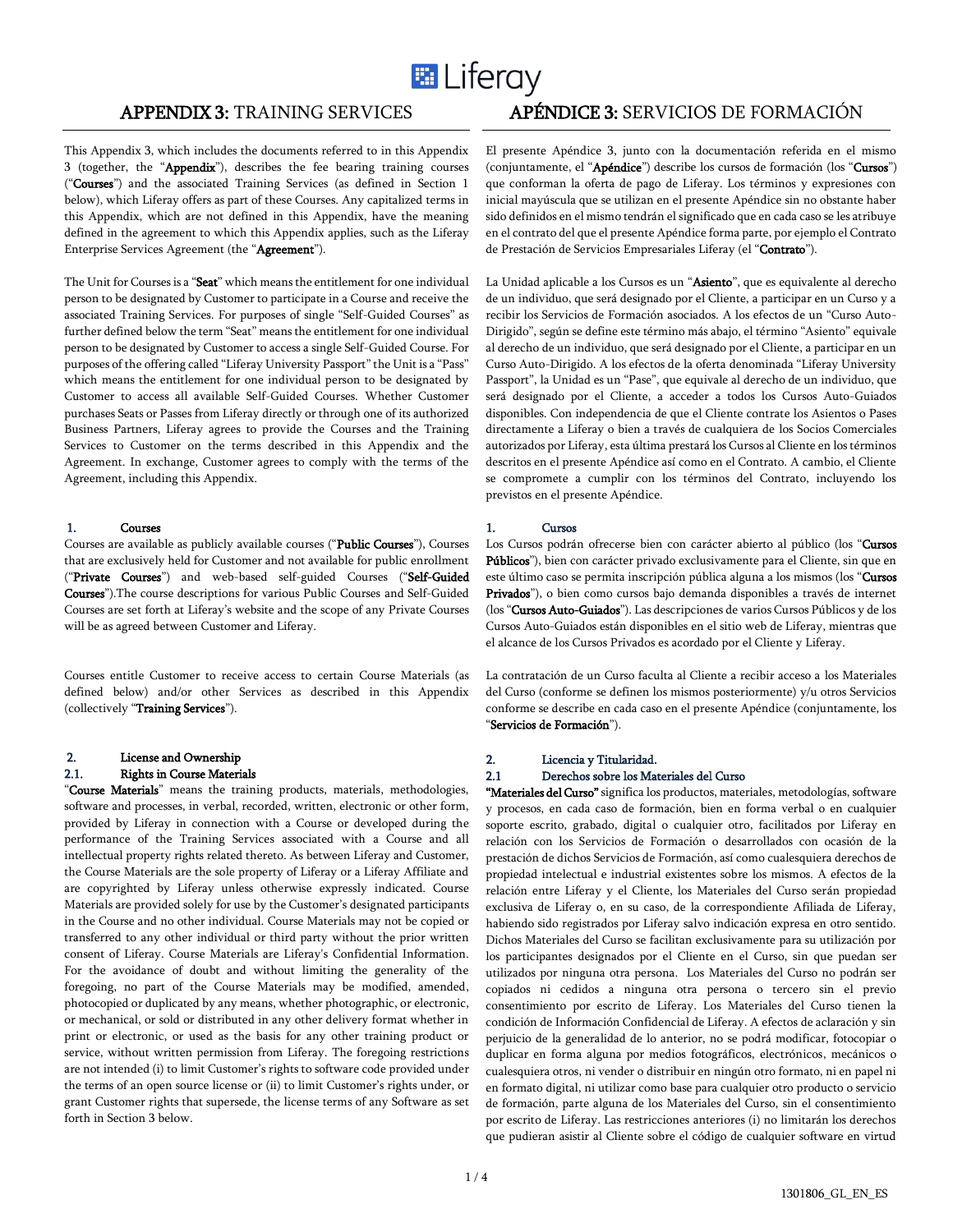# APPENDIX 3: TRAINING SERVICES

This Appendix 3, which includes the documents referred to in this Appendix 3 (together, the "**Appendix**"), describes the fee bearing training courses ("**Courses**") and the associated Training Services (as defined in Section 1 below), which Liferay offers as part of these Courses. Any capitalized terms in this Appendix, which are not defined in this Appendix, have the meaning defined in the agreement to which this Appendix applies, such as the Liferay Enterprise Services Agreement (the "**Agreement**").

The Unit for Courses is a "**Seat**" which means the entitlement for one individual person to be designated by Customer to participate in a Course and receive the associated Training Services. For purposes of single "Self-Guided Courses" as further defined below the term "Seat" means the entitlement for one individual person to be designated by Customer to access a single Self-Guided Course. For purposes of the offering called "Liferay University Passport" the Unit is a "Pass" which means the entitlement for one individual person to be designated by Customer to access all available Self-Guided Courses. Whether Customer purchases Seats or Passes from Liferay directly or through one of its authorized Business Partners, Liferay agrees to provide the Courses and the Training Services to Customer on the terms described in this Appendix and the Agreement. In exchange, Customer agrees to comply with the terms of the Agreement, including this Appendix.

## 1. Courses

Courses are available as publicly available courses ("**Public Courses**"), Courses that are exclusively held for Customer and not available for public enrollment ("**Private Courses**") and web-based self-guided Courses ("**Self-Guided Courses**").The course descriptions for various Public Courses and Self-Guided Courses are set forth at Liferay's website and the scope of any Private Courses will be as agreed between Customer and Liferay.

Courses entitle Customer to receive access to certain Course Materials (as defined below) and/or other Services as described in this Appendix (collectively "**Training Services**").

## 2. License and Ownership

### 2.1. Rights in Course Materials

"**Course Materials**" means the training products, materials, methodologies, software and processes, in verbal, recorded, written, electronic or other form, provided by Liferay in connection with a Course or developed during the performance of the Training Services associated with a Course and all intellectual property rights related thereto. As between Liferay and Customer, the Course Materials are the sole property of Liferay or a Liferay Affiliate and are copyrighted by Liferay unless otherwise expressly indicated. Course Materials are provided solely for use by the Customer's designated participants in the Course and no other individual. Course Materials may not be copied or transferred to any other individual or third party without the prior written consent of Liferay. Course Materials are Liferay's Confidential Information. For the avoidance of doubt and without limiting the generality of the foregoing, no part of the Course Materials may be modified, amended, photocopied or duplicated by any means, whether photographic, or electronic, or mechanical, or sold or distributed in any other delivery format whether in print or electronic, or used as the basis for any other training product or service, without written permission from Liferay. The foregoing restrictions are not intended (i) to limit Customer's rights to software code provided under the terms of an open source license or (ii) to limit Customer's rights under, or grant Customer rights that supersede, the license terms of any Software as set forth in Section 3 below.

# APÉNDICE 3: SERVICIOS DE FORMACIÓN

El presente Apéndice 3, junto con la documentación referida en el mismo (conjuntamente, el "**Apéndice**") describe los cursos de formación (los "**Cursos**") que conforman la oferta de pago de Liferay. Los términos y expresiones con inicial mayúscula que se utilizan en el presente Apéndice sin no obstante haber sido definidos en el mismo tendrán el significado que en cada caso se les atribuye en el contrato del que el presente Apéndice forma parte, por ejemplo el Contrato de Prestación de Servicios Empresariales Liferay (el "**Contrato**").

La Unidad aplicable a los Cursos es un "**Asiento**", que es equivalente al derecho de un individuo, que será designado por el Cliente, a participar en un Curso y a recibir los Servicios de Formación asociados. A los efectos de un "Curso Auto-Dirigido", según se define este término más abajo, el término "Asiento" equivale al derecho de un individuo, que será designado por el Cliente, a participar en un Curso Auto-Dirigido. A los efectos de la oferta denominada "Liferay University Passport", la Unidad es un "Pase", que equivale al derecho de un individuo, que será designado por el Cliente, a acceder a todos los Cursos Auto-Guiados disponibles. Con independencia de que el Cliente contrate los Asientos o Pases directamente a Liferay o bien a través de cualquiera de los Socios Comerciales autorizados por Liferay, esta última prestará los Cursos al Cliente en los términos descritos en el presente Apéndice así como en el Contrato. A cambio, el Cliente se compromete a cumplir con los términos del Contrato, incluyendo los previstos en el presente Apéndice.

## 1. Cursos

Los Cursos podrán ofrecerse bien con carácter abierto al público (los "**Cursos Públicos**"), bien con carácter privado exclusivamente para el Cliente, sin que en este último caso se permita inscripción pública alguna a los mismos (los "**Cursos Privados**"), o bien como cursos bajo demanda disponibles a través de internet (los "**Cursos Auto-Guiados**"). Las descripciones de varios Cursos Públicos y de los Cursos Auto-Guiados están disponibles en el sitio web de Liferay, mientras que el alcance de los Cursos Privados es acordado por el Cliente y Liferay.

La contratación de un Curso faculta al Cliente a recibir acceso a los Materiales del Curso (conforme se definen los mismos posteriormente) y/u otros Servicios conforme se describe en cada caso en el presente Apéndice (conjuntamente, los "**Servicios de Formación**").

## 2. Licencia y Titularidad.

### 2.1 Derechos sobre los Materiales del Curso

**"Materiales del Curso"** significa los productos, materiales, metodologías, software y procesos, en cada caso de formación, bien en forma verbal o en cualquier soporte escrito, grabado, digital o cualquier otro, facilitados por Liferay en relación con los Servicios de Formación o desarrollados con ocasión de la prestación de dichos Servicios de Formación, así como cualesquiera derechos de propiedad intelectual e industrial existentes sobre los mismos. A efectos de la relación entre Liferay y el Cliente, los Materiales del Curso serán propiedad exclusiva de Liferay o, en su caso, de la correspondiente Afiliada de Liferay, habiendo sido registrados por Liferay salvo indicación expresa en otro sentido. Dichos Materiales del Curso se facilitan exclusivamente para su utilización por los participantes designados por el Cliente en el Curso, sin que puedan ser utilizados por ninguna otra persona. Los Materiales del Curso no podrán ser copiados ni cedidos a ninguna otra persona o tercero sin el previo consentimiento por escrito de Liferay. Los Materiales del Curso tienen la condición de Información Confidencial de Liferay. A efectos de aclaración y sin perjuicio de la generalidad de lo anterior, no se podrá modificar, fotocopiar o duplicar en forma alguna por medios fotográficos, electrónicos, mecánicos o cualesquiera otros, ni vender o distribuir en ningún otro formato, ni en papel ni en formato digital, ni utilizar como base para cualquier otro producto o servicio de formación, parte alguna de los Materiales del Curso, sin el consentimiento por escrito de Liferay. Las restricciones anteriores (i) no limitarán los derechos que pudieran asistir al Cliente sobre el código de cualquier software en virtud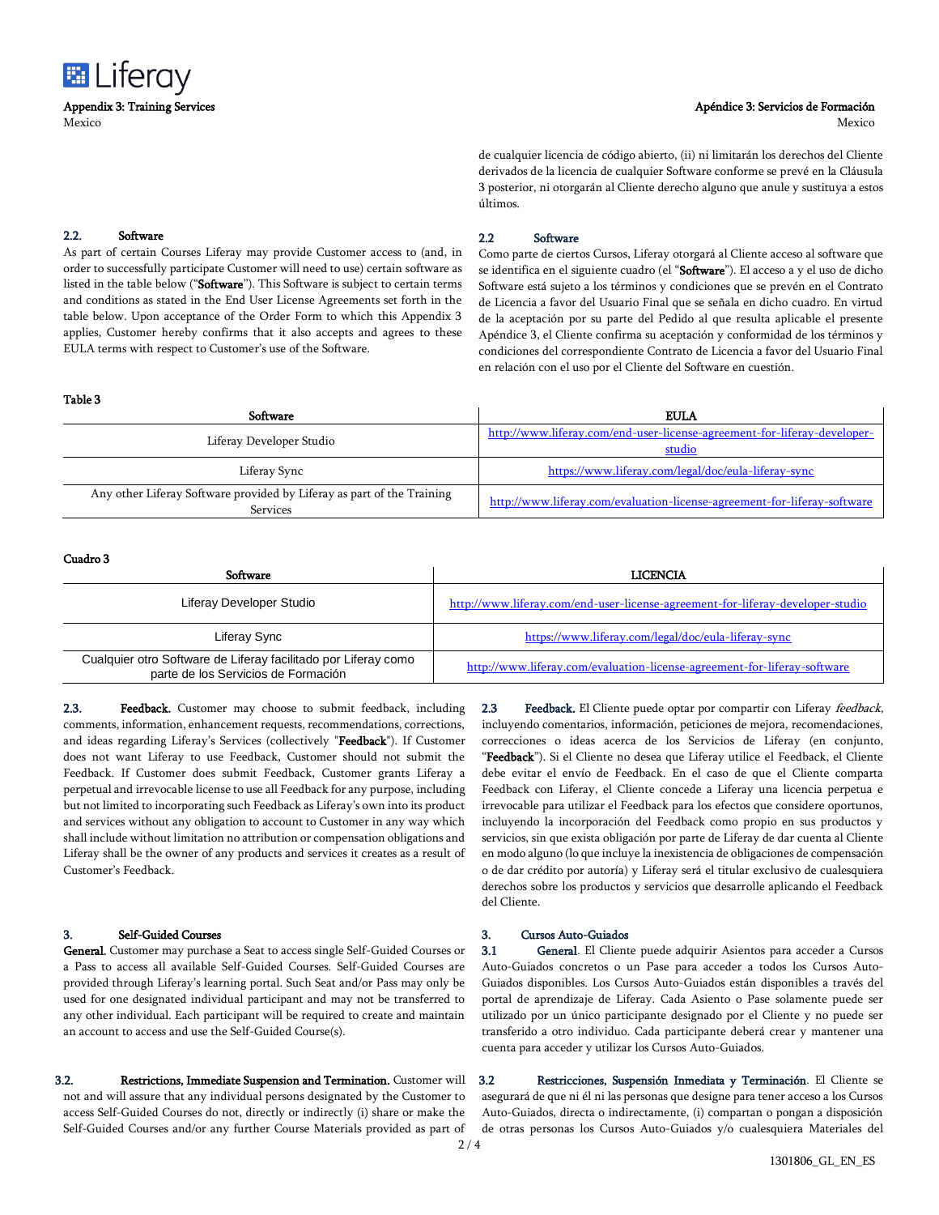de cualquier licencia de código abierto, (ii) ni limitarán los derechos del Cliente derivados de la licencia de cualquier Software conforme se prevé en la Cláusula 3 posterior, ni otorgarán al Cliente derecho alguno que anule y sustituya a estos últimos.

**2.2. Software**

As part of certain Courses Liferay may provide Customer access to (and, in order to successfully participate Customer will need to use) certain software as listed in the table below ("**Software**"). This Software is subject to certain terms and conditions as stated in the End User License Agreements set forth in the table below. Upon acceptance of the Order Form to which this Appendix 3 applies, Customer hereby confirms that it also accepts and agrees to these EULA terms with respect to Customer's use of the Software.

**2.2 Software**

Como parte de ciertos Cursos, Liferay otorgará al Cliente acceso al software que se identifica en el siguiente cuadro (el "**Software**"). El acceso a y el uso de dicho Software está sujeto a los términos y condiciones que se prevén en el Contrato de Licencia a favor del Usuario Final que se señala en dicho cuadro. En virtud de la aceptación por su parte del Pedido al que resulta aplicable el presente Apéndice 3, el Cliente confirma su aceptación y conformidad de los términos y condiciones del correspondiente Contrato de Licencia a favor del Usuario Final en relación con el uso por el Cliente del Software en cuestión.

**Table 3**

| Software | EULA |
|---|---|
| Liferay Developer Studio | http://www.liferay.com/end-user-license-agreement-for-liferay-developer-studio |
| Liferay Sync | https://www.liferay.com/legal/doc/eula-liferay-sync |
| Any other Liferay Software provided by Liferay as part of the Training Services | http://www.liferay.com/evaluation-license-agreement-for-liferay-software |

**Cuadro 3**

| Software | LICENCIA |
|---|---|
| Liferay Developer Studio | http://www.liferay.com/end-user-license-agreement-for-liferay-developer-studio |
| Liferay Sync | https://www.liferay.com/legal/doc/eula-liferay-sync |
| Cualquier otro Software de Liferay facilitado por Liferay como parte de los Servicios de Formación | http://www.liferay.com/evaluation-license-agreement-for-liferay-software |

**2.3. Feedback.** Customer may choose to submit feedback, including comments, information, enhancement requests, recommendations, corrections, and ideas regarding Liferay's Services (collectively "**Feedback**"). If Customer does not want Liferay to use Feedback, Customer should not submit the Feedback. If Customer does submit Feedback, Customer grants Liferay a perpetual and irrevocable license to use all Feedback for any purpose, including but not limited to incorporating such Feedback as Liferay's own into its product and services without any obligation to account to Customer in any way which shall include without limitation no attribution or compensation obligations and Liferay shall be the owner of any products and services it creates as a result of Customer's Feedback.

**2.3 Feedback.** El Cliente puede optar por compartir con Liferay *feedback*, incluyendo comentarios, información, peticiones de mejora, recomendaciones, correcciones o ideas acerca de los Servicios de Liferay (en conjunto, "**Feedback**"). Si el Cliente no desea que Liferay utilice el Feedback, el Cliente debe evitar el envío de Feedback. En el caso de que el Cliente comparta Feedback con Liferay, el Cliente concede a Liferay una licencia perpetua e irrevocable para utilizar el Feedback para los efectos que considere oportunos, incluyendo la incorporación del Feedback como propio en sus productos y servicios, sin que exista obligación por parte de Liferay de dar cuenta al Cliente en modo alguno (lo que incluye la inexistencia de obligaciones de compensación o de dar crédito por autoría) y Liferay será el titular exclusivo de cualesquiera derechos sobre los productos y servicios que desarrolle aplicando el Feedback del Cliente.

**3. Self-Guided Courses**

**General.** Customer may purchase a Seat to access single Self-Guided Courses or a Pass to access all available Self-Guided Courses. Self-Guided Courses are provided through Liferay's learning portal. Such Seat and/or Pass may only be used for one designated individual participant and may not be transferred to any other individual. Each participant will be required to create and maintain an account to access and use the Self-Guided Course(s).

**3. Cursos Auto-Guiados**

**3.1 General.** El Cliente puede adquirir Asientos para acceder a Cursos Auto-Guiados concretos o un Pase para acceder a todos los Cursos Auto-Guiados disponibles. Los Cursos Auto-Guiados están disponibles a través del portal de aprendizaje de Liferay. Cada Asiento o Pase solamente puede ser utilizado por un único participante designado por el Cliente y no puede ser transferido a otro individuo. Cada participante deberá crear y mantener una cuenta para acceder y utilizar los Cursos Auto-Guiados.

**3.2. Restrictions, Immediate Suspension and Termination.** Customer will not and will assure that any individual persons designated by the Customer to access Self-Guided Courses do not, directly or indirectly (i) share or make the Self-Guided Courses and/or any further Course Materials provided as part of

**3.2 Restricciones, Suspensión Inmediata y Terminación.** El Cliente se asegurará de que ni él ni las personas que designe para tener acceso a los Cursos Auto-Guiados, directa o indirectamente, (i) compartan o pongan a disposición de otras personas los Cursos Auto-Guiados y/o cualesquiera Materiales del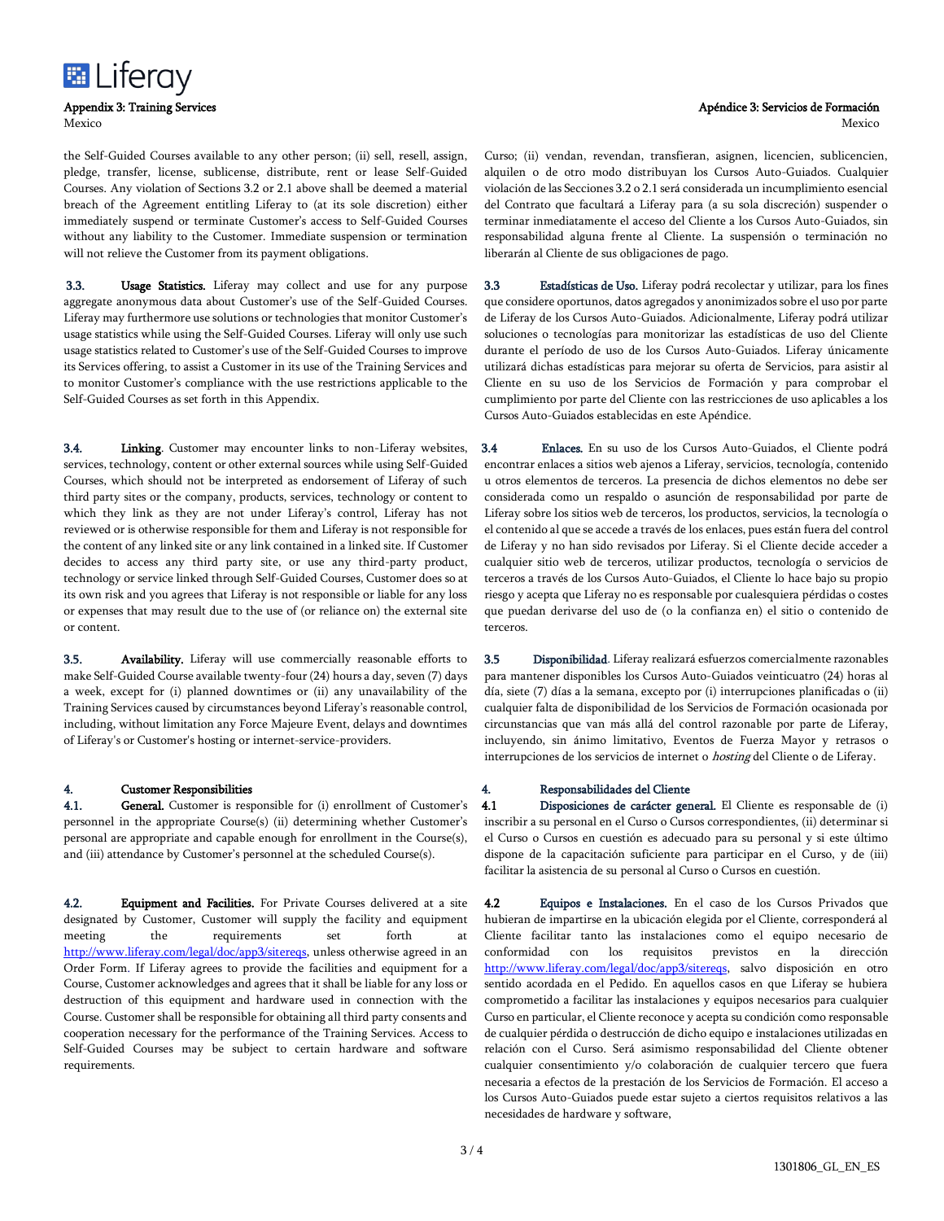the Self-Guided Courses available to any other person; (ii) sell, resell, assign, pledge, transfer, license, sublicense, distribute, rent or lease Self-Guided Courses. Any violation of Sections 3.2 or 2.1 above shall be deemed a material breach of the Agreement entitling Liferay to (at its sole discretion) either immediately suspend or terminate Customer's access to Self-Guided Courses without any liability to the Customer. Immediate suspension or termination will not relieve the Customer from its payment obligations.

Curso; (ii) vendan, revendan, transfieran, asignen, licencien, sublicencien, alquilen o de otro modo distribuyan los Cursos Auto-Guiados. Cualquier violación de las Secciones 3.2 o 2.1 será considerada un incumplimiento esencial del Contrato que facultará a Liferay para (a su sola discreción) suspender o terminar inmediatamente el acceso del Cliente a los Cursos Auto-Guiados, sin responsabilidad alguna frente al Cliente. La suspensión o terminación no liberarán al Cliente de sus obligaciones de pago.

**3.3. Usage Statistics.** Liferay may collect and use for any purpose aggregate anonymous data about Customer's use of the Self-Guided Courses. Liferay may furthermore use solutions or technologies that monitor Customer's usage statistics while using the Self-Guided Courses. Liferay will only use such usage statistics related to Customer's use of the Self-Guided Courses to improve its Services offering, to assist a Customer in its use of the Training Services and to monitor Customer's compliance with the use restrictions applicable to the Self-Guided Courses as set forth in this Appendix.

**3.3 Estadísticas de Uso.** Liferay podrá recolectar y utilizar, para los fines que considere oportunos, datos agregados y anonimizados sobre el uso por parte de Liferay de los Cursos Auto-Guiados. Adicionalmente, Liferay podrá utilizar soluciones o tecnologías para monitorizar las estadísticas de uso del Cliente durante el período de uso de los Cursos Auto-Guiados. Liferay únicamente utilizará dichas estadísticas para mejorar su oferta de Servicios, para asistir al Cliente en su uso de los Servicios de Formación y para comprobar el cumplimiento por parte del Cliente con las restricciones de uso aplicables a los Cursos Auto-Guiados establecidas en este Apéndice.

**3.4. Linking.** Customer may encounter links to non-Liferay websites, services, technology, content or other external sources while using Self-Guided Courses, which should not be interpreted as endorsement of Liferay of such third party sites or the company, products, services, technology or content to which they link as they are not under Liferay's control, Liferay has not reviewed or is otherwise responsible for them and Liferay is not responsible for the content of any linked site or any link contained in a linked site. If Customer decides to access any third party site, or use any third-party product, technology or service linked through Self-Guided Courses, Customer does so at its own risk and you agrees that Liferay is not responsible or liable for any loss or expenses that may result due to the use of (or reliance on) the external site or content.

**3.4 Enlaces.** En su uso de los Cursos Auto-Guiados, el Cliente podrá encontrar enlaces a sitios web ajenos a Liferay, servicios, tecnología, contenido u otros elementos de terceros. La presencia de dichos elementos no debe ser considerada como un respaldo o asunción de responsabilidad por parte de Liferay sobre los sitios web de terceros, los productos, servicios, la tecnología o el contenido al que se accede a través de los enlaces, pues están fuera del control de Liferay y no han sido revisados por Liferay. Si el Cliente decide acceder a cualquier sitio web de terceros, utilizar productos, tecnología o servicios de terceros a través de los Cursos Auto-Guiados, el Cliente lo hace bajo su propio riesgo y acepta que Liferay no es responsable por cualesquiera pérdidas o costes que puedan derivarse del uso de (o la confianza en) el sitio o contenido de terceros.

**3.5. Availability.** Liferay will use commercially reasonable efforts to make Self-Guided Course available twenty-four (24) hours a day, seven (7) days a week, except for (i) planned downtimes or (ii) any unavailability of the Training Services caused by circumstances beyond Liferay's reasonable control, including, without limitation any Force Majeure Event, delays and downtimes of Liferay's or Customer's hosting or internet-service-providers.

**3.5 Disponibilidad.** Liferay realizará esfuerzos comercialmente razonables para mantener disponibles los Cursos Auto-Guiados veinticuatro (24) horas al día, siete (7) días a la semana, excepto por (i) interrupciones planificadas o (ii) cualquier falta de disponibilidad de los Servicios de Formación ocasionada por circunstancias que van más allá del control razonable por parte de Liferay, incluyendo, sin ánimo limitativo, Eventos de Fuerza Mayor y retrasos o interrupciones de los servicios de internet o *hosting* del Cliente o de Liferay.

## 4. Customer Responsibilities

**4.1. General.** Customer is responsible for (i) enrollment of Customer's personnel in the appropriate Course(s) (ii) determining whether Customer's personal are appropriate and capable enough for enrollment in the Course(s), and (iii) attendance by Customer's personnel at the scheduled Course(s).

## 4. Responsabilidades del Cliente

**4.1 Disposiciones de carácter general.** El Cliente es responsable de (i) inscribir a su personal en el Curso o Cursos correspondientes, (ii) determinar si el Curso o Cursos en cuestión es adecuado para su personal y si este último dispone de la capacitación suficiente para participar en el Curso, y de (iii) facilitar la asistencia de su personal al Curso o Cursos en cuestión.

**4.2. Equipment and Facilities.** For Private Courses delivered at a site designated by Customer, Customer will supply the facility and equipment meeting the requirements set forth at http://www.liferay.com/legal/doc/app3/sitereqs, unless otherwise agreed in an Order Form. If Liferay agrees to provide the facilities and equipment for a Course, Customer acknowledges and agrees that it shall be liable for any loss or destruction of this equipment and hardware used in connection with the Course. Customer shall be responsible for obtaining all third party consents and cooperation necessary for the performance of the Training Services. Access to Self-Guided Courses may be subject to certain hardware and software requirements.

**4.2 Equipos e Instalaciones.** En el caso de los Cursos Privados que hubieran de impartirse en la ubicación elegida por el Cliente, corresponderá al Cliente facilitar tanto las instalaciones como el equipo necesario de conformidad con los requisitos previstos en la dirección http://www.liferay.com/legal/doc/app3/sitereqs, salvo disposición en otro sentido acordada en el Pedido. En aquellos casos en que Liferay se hubiera comprometido a facilitar las instalaciones y equipos necesarios para cualquier Curso en particular, el Cliente reconoce y acepta su condición como responsable de cualquier pérdida o destrucción de dicho equipo e instalaciones utilizadas en relación con el Curso. Será asimismo responsabilidad del Cliente obtener cualquier consentimiento y/o colaboración de cualquier tercero que fuera necesaria a efectos de la prestación de los Servicios de Formación. El acceso a los Cursos Auto-Guiados puede estar sujeto a ciertos requisitos relativos a las necesidades de hardware y software,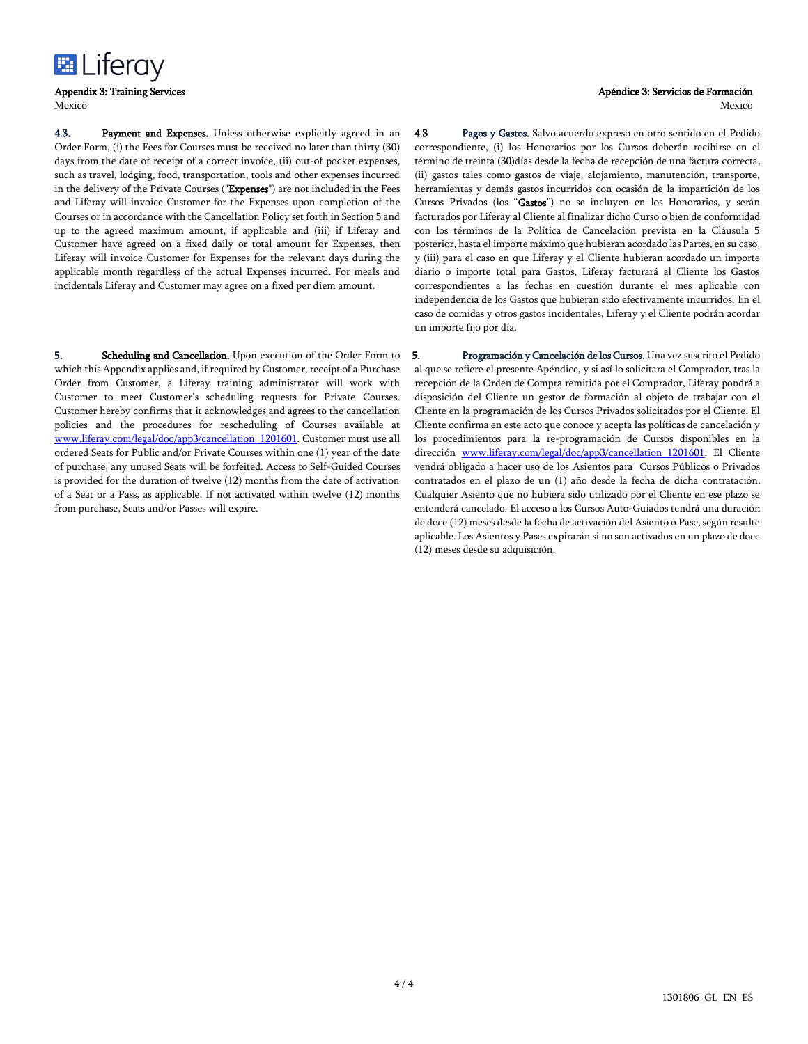Appendix 3: Training Services
Mexico

Apéndice 3: Servicios de Formación
Mexico

**4.3. Payment and Expenses.** Unless otherwise explicitly agreed in an Order Form, (i) the Fees for Courses must be received no later than thirty (30) days from the date of receipt of a correct invoice, (ii) out-of pocket expenses, such as travel, lodging, food, transportation, tools and other expenses incurred in the delivery of the Private Courses ("**Expenses**") are not included in the Fees and Liferay will invoice Customer for the Expenses upon completion of the Courses or in accordance with the Cancellation Policy set forth in Section 5 and up to the agreed maximum amount, if applicable and (iii) if Liferay and Customer have agreed on a fixed daily or total amount for Expenses, then Liferay will invoice Customer for Expenses for the relevant days during the applicable month regardless of the actual Expenses incurred. For meals and incidentals Liferay and Customer may agree on a fixed per diem amount.

**4.3 Pagos y Gastos.** Salvo acuerdo expreso en otro sentido en el Pedido correspondiente, (i) los Honorarios por los Cursos deberán recibirse en el término de treinta (30)días desde la fecha de recepción de una factura correcta, (ii) gastos tales como gastos de viaje, alojamiento, manutención, transporte, herramientas y demás gastos incurridos con ocasión de la impartición de los Cursos Privados (los "**Gastos**") no se incluyen en los Honorarios, y serán facturados por Liferay al Cliente al finalizar dicho Curso o bien de conformidad con los términos de la Política de Cancelación prevista en la Cláusula 5 posterior, hasta el importe máximo que hubieran acordado las Partes, en su caso, y (iii) para el caso en que Liferay y el Cliente hubieran acordado un importe diario o importe total para Gastos, Liferay facturará al Cliente los Gastos correspondientes a las fechas en cuestión durante el mes aplicable con independencia de los Gastos que hubieran sido efectivamente incurridos. En el caso de comidas y otros gastos incidentales, Liferay y el Cliente podrán acordar un importe fijo por día.

**5. Scheduling and Cancellation.** Upon execution of the Order Form to which this Appendix applies and, if required by Customer, receipt of a Purchase Order from Customer, a Liferay training administrator will work with Customer to meet Customer's scheduling requests for Private Courses. Customer hereby confirms that it acknowledges and agrees to the cancellation policies and the procedures for rescheduling of Courses available at www.liferay.com/legal/doc/app3/cancellation_1201601. Customer must use all ordered Seats for Public and/or Private Courses within one (1) year of the date of purchase; any unused Seats will be forfeited. Access to Self-Guided Courses is provided for the duration of twelve (12) months from the date of activation of a Seat or a Pass, as applicable. If not activated within twelve (12) months from purchase, Seats and/or Passes will expire.

**5. Programación y Cancelación de los Cursos.** Una vez suscrito el Pedido al que se refiere el presente Apéndice, y si así lo solicitara el Comprador, tras la recepción de la Orden de Compra remitida por el Comprador, Liferay pondrá a disposición del Cliente un gestor de formación al objeto de trabajar con el Cliente en la programación de los Cursos Privados solicitados por el Cliente. El Cliente confirma en este acto que conoce y acepta las políticas de cancelación y los procedimientos para la re-programación de Cursos disponibles en la dirección www.liferay.com/legal/doc/app3/cancellation_1201601. El Cliente vendrá obligado a hacer uso de los Asientos para Cursos Públicos o Privados contratados en el plazo de un (1) año desde la fecha de dicha contratación. Cualquier Asiento que no hubiera sido utilizado por el Cliente en ese plazo se entenderá cancelado. El acceso a los Cursos Auto-Guiados tendrá una duración de doce (12) meses desde la fecha de activación del Asiento o Pase, según resulte aplicable. Los Asientos y Pases expirarán si no son activados en un plazo de doce (12) meses desde su adquisición.

1301806_GL_EN_ES